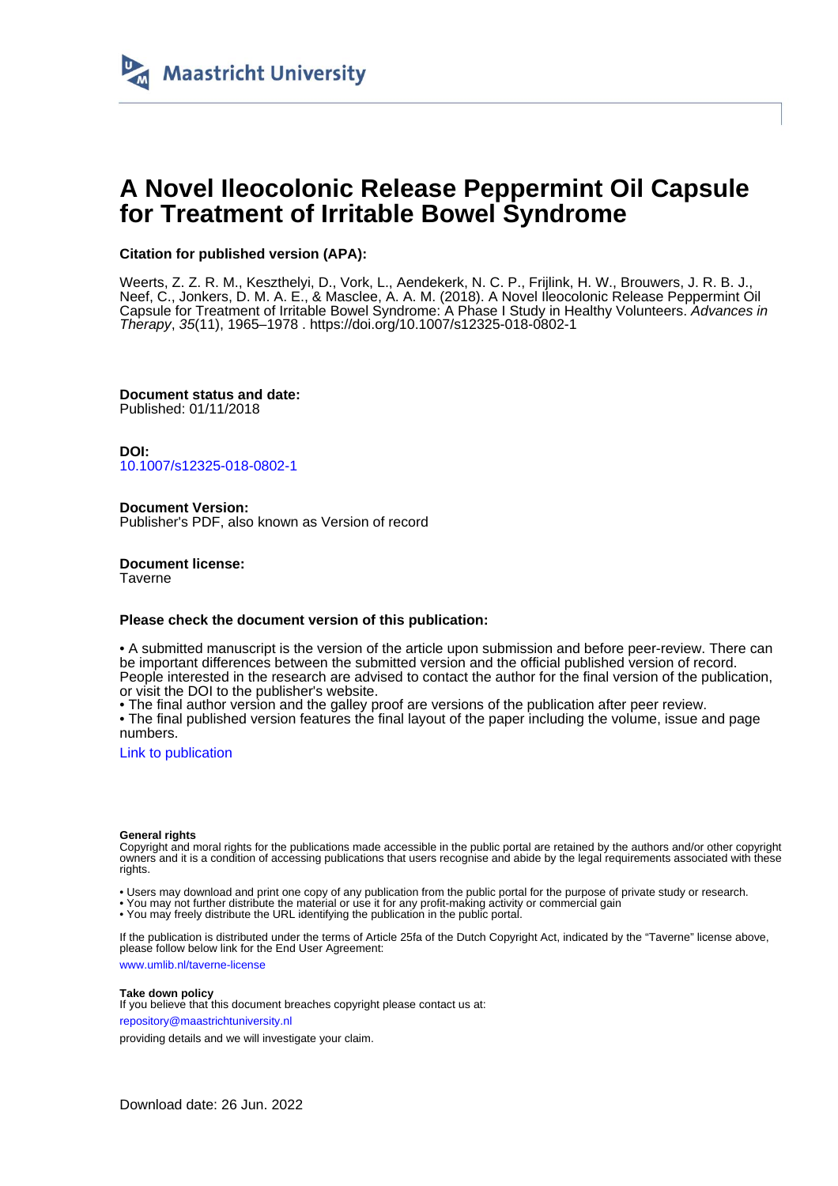Maastricht University

# A Novel Ileocolonic Release Peppermint Oil Capsule for Treatment of Irritable Bowel Syndrome

**Citation for published version (APA):**

Weerts, Z. Z. R. M., Keszthelyi, D., Vork, L., Aendekerk, N. C. P., Frijlink, H. W., Brouwers, J. R. B. J., Neef, C., Jonkers, D. M. A. E., & Masclee, A. A. M. (2018). A Novel Ileocolonic Release Peppermint Oil Capsule for Treatment of Irritable Bowel Syndrome: A Phase I Study in Healthy Volunteers. *Advances in Therapy*, *35*(11), 1965–1978 . https://doi.org/10.1007/s12325-018-0802-1

**Document status and date:**
Published: 01/11/2018

**DOI:**
10.1007/s12325-018-0802-1

**Document Version:**
Publisher's PDF, also known as Version of record

**Document license:**
Taverne

**Please check the document version of this publication:**

• A submitted manuscript is the version of the article upon submission and before peer-review. There can be important differences between the submitted version and the official published version of record. People interested in the research are advised to contact the author for the final version of the publication, or visit the DOI to the publisher's website.
• The final author version and the galley proof are versions of the publication after peer review.
• The final published version features the final layout of the paper including the volume, issue and page numbers.

Link to publication

**General rights**
Copyright and moral rights for the publications made accessible in the public portal are retained by the authors and/or other copyright owners and it is a condition of accessing publications that users recognise and abide by the legal requirements associated with these rights.

• Users may download and print one copy of any publication from the public portal for the purpose of private study or research.
• You may not further distribute the material or use it for any profit-making activity or commercial gain
• You may freely distribute the URL identifying the publication in the public portal.

If the publication is distributed under the terms of Article 25fa of the Dutch Copyright Act, indicated by the "Taverne" license above, please follow below link for the End User Agreement:

www.umlib.nl/taverne-license

**Take down policy**
If you believe that this document breaches copyright please contact us at:

repository@maastrichtuniversity.nl

providing details and we will investigate your claim.

Download date: 26 Jun. 2022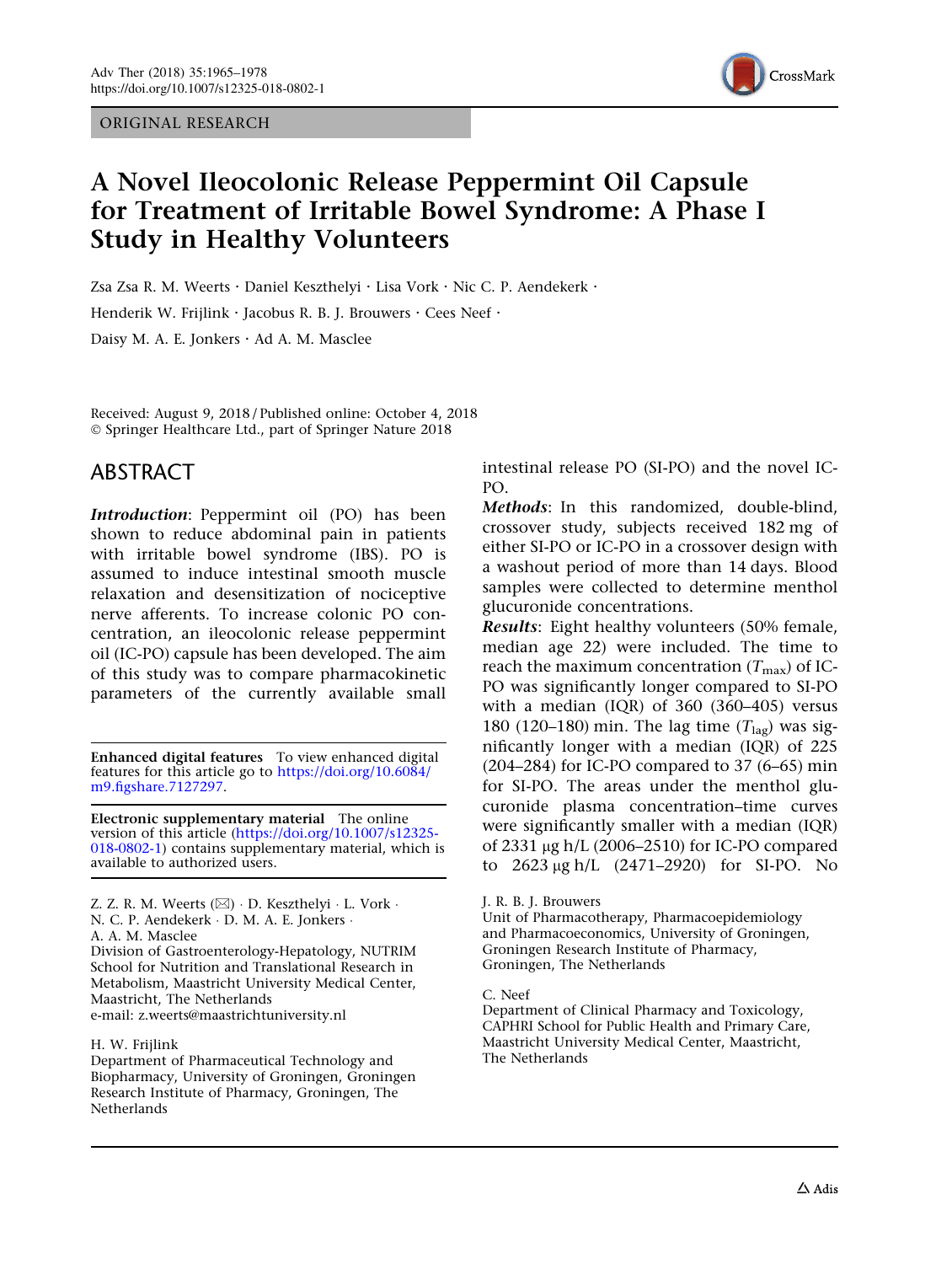ORIGINAL RESEARCH

# A Novel Ileocolonic Release Peppermint Oil Capsule for Treatment of Irritable Bowel Syndrome: A Phase I Study in Healthy Volunteers

Zsa Zsa R. M. Weerts · Daniel Keszthelyi · Lisa Vork · Nic C. P. Aendekerk · Henderik W. Frijlink · Jacobus R. B. J. Brouwers · Cees Neef · Daisy M. A. E. Jonkers · Ad A. M. Masclee

Received: August 9, 2018 / Published online: October 4, 2018
© Springer Healthcare Ltd., part of Springer Nature 2018

## ABSTRACT

***Introduction***: Peppermint oil (PO) has been shown to reduce abdominal pain in patients with irritable bowel syndrome (IBS). PO is assumed to induce intestinal smooth muscle relaxation and desensitization of nociceptive nerve afferents. To increase colonic PO concentration, an ileocolonic release peppermint oil (IC-PO) capsule has been developed. The aim of this study was to compare pharmacokinetic parameters of the currently available small intestinal release PO (SI-PO) and the novel IC-PO.

***Methods***: In this randomized, double-blind, crossover study, subjects received 182 mg of either SI-PO or IC-PO in a crossover design with a washout period of more than 14 days. Blood samples were collected to determine menthol glucuronide concentrations.

***Results***: Eight healthy volunteers (50% female, median age 22) were included. The time to reach the maximum concentration ($T_{max}$) of IC-PO was significantly longer compared to SI-PO with a median (IQR) of 360 (360–405) versus 180 (120–180) min. The lag time ($T_{lag}$) was significantly longer with a median (IQR) of 225 (204–284) for IC-PO compared to 37 (6–65) min for SI-PO. The areas under the menthol glucuronide plasma concentration–time curves were significantly smaller with a median (IQR) of 2331 µg h/L (2006–2510) for IC-PO compared to 2623 µg h/L (2471–2920) for SI-PO. No

**Enhanced digital features** To view enhanced digital features for this article go to https://doi.org/10.6084/m9.figshare.7127297.

**Electronic supplementary material** The online version of this article (https://doi.org/10.1007/s12325-018-0802-1) contains supplementary material, which is available to authorized users.

Z. Z. R. M. Weerts (✉) · D. Keszthelyi · L. Vork · N. C. P. Aendekerk · D. M. A. E. Jonkers · A. A. M. Masclee
Division of Gastroenterology-Hepatology, NUTRIM School for Nutrition and Translational Research in Metabolism, Maastricht University Medical Center, Maastricht, The Netherlands
e-mail: z.weerts@maastrichtuniversity.nl

H. W. Frijlink
Department of Pharmaceutical Technology and Biopharmacy, University of Groningen, Groningen Research Institute of Pharmacy, Groningen, The Netherlands

J. R. B. J. Brouwers
Unit of Pharmacotherapy, Pharmacoepidemiology and Pharmacoeconomics, University of Groningen, Groningen Research Institute of Pharmacy, Groningen, The Netherlands

C. Neef
Department of Clinical Pharmacy and Toxicology, CAPHRI School for Public Health and Primary Care, Maastricht University Medical Center, Maastricht, The Netherlands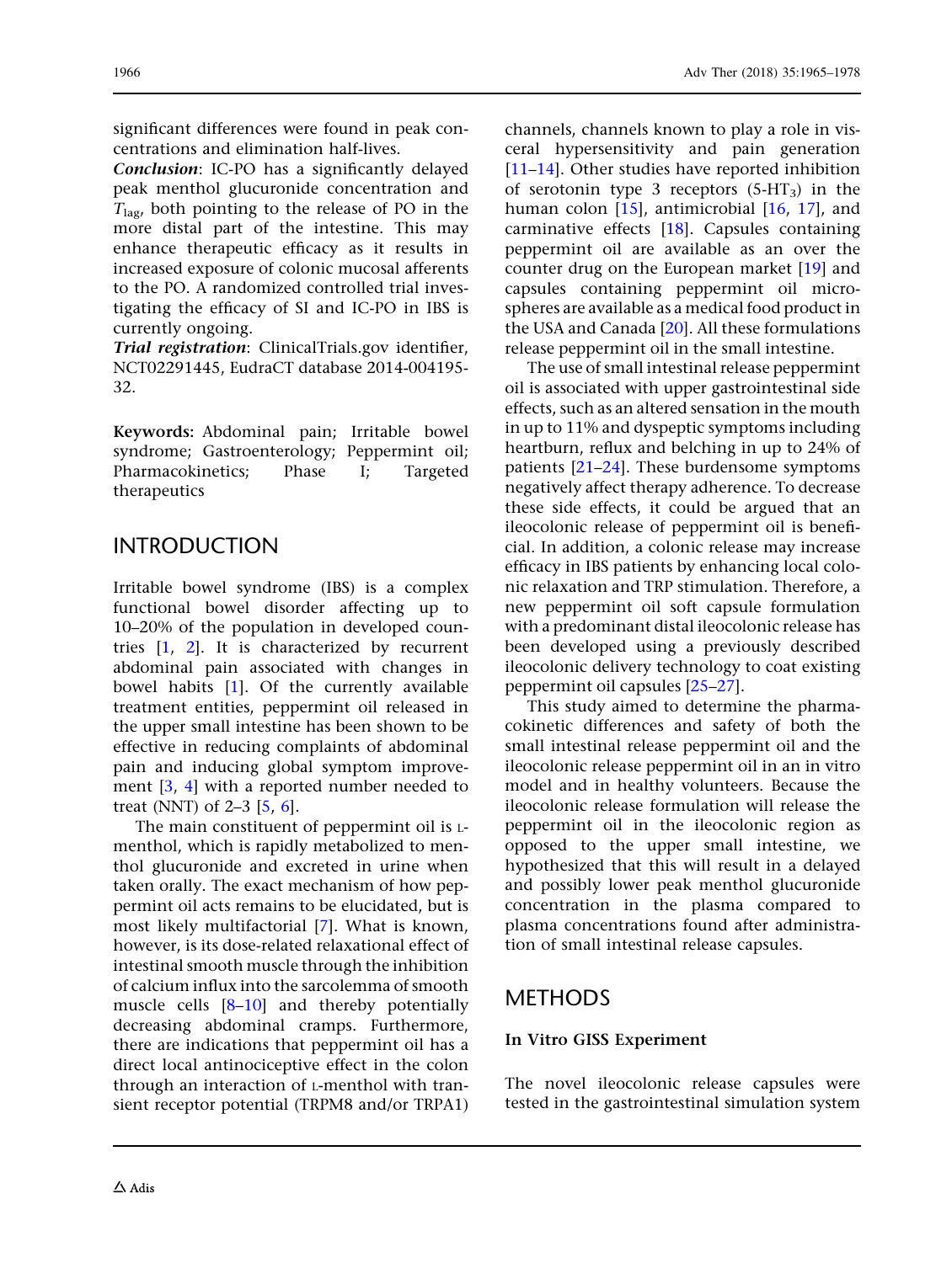significant differences were found in peak concentrations and elimination half-lives.

***Conclusion***: IC-PO has a significantly delayed peak menthol glucuronide concentration and $T_{lag}$, both pointing to the release of PO in the more distal part of the intestine. This may enhance therapeutic efficacy as it results in increased exposure of colonic mucosal afferents to the PO. A randomized controlled trial investigating the efficacy of SI and IC-PO in IBS is currently ongoing.

***Trial registration***: ClinicalTrials.gov identifier, NCT02291445, EudraCT database 2014-004195-32.

**Keywords:** Abdominal pain; Irritable bowel syndrome; Gastroenterology; Peppermint oil; Pharmacokinetics; Phase I; Targeted therapeutics

## INTRODUCTION

Irritable bowel syndrome (IBS) is a complex functional bowel disorder affecting up to 10–20% of the population in developed countries [1, 2]. It is characterized by recurrent abdominal pain associated with changes in bowel habits [1]. Of the currently available treatment entities, peppermint oil released in the upper small intestine has been shown to be effective in reducing complaints of abdominal pain and inducing global symptom improvement [3, 4] with a reported number needed to treat (NNT) of 2–3 [5, 6].

The main constituent of peppermint oil is L-menthol, which is rapidly metabolized to menthol glucuronide and excreted in urine when taken orally. The exact mechanism of how peppermint oil acts remains to be elucidated, but is most likely multifactorial [7]. What is known, however, is its dose-related relaxational effect of intestinal smooth muscle through the inhibition of calcium influx into the sarcolemma of smooth muscle cells [8–10] and thereby potentially decreasing abdominal cramps. Furthermore, there are indications that peppermint oil has a direct local antinociceptive effect in the colon through an interaction of L-menthol with transient receptor potential (TRPM8 and/or TRPA1) channels, channels known to play a role in visceral hypersensitivity and pain generation [11–14]. Other studies have reported inhibition of serotonin type 3 receptors ($5\text{-}HT_3$) in the human colon [15], antimicrobial [16, 17], and carminative effects [18]. Capsules containing peppermint oil are available as an over the counter drug on the European market [19] and capsules containing peppermint oil microspheres are available as a medical food product in the USA and Canada [20]. All these formulations release peppermint oil in the small intestine.

The use of small intestinal release peppermint oil is associated with upper gastrointestinal side effects, such as an altered sensation in the mouth in up to 11% and dyspeptic symptoms including heartburn, reflux and belching in up to 24% of patients [21–24]. These burdensome symptoms negatively affect therapy adherence. To decrease these side effects, it could be argued that an ileocolonic release of peppermint oil is beneficial. In addition, a colonic release may increase efficacy in IBS patients by enhancing local colonic relaxation and TRP stimulation. Therefore, a new peppermint oil soft capsule formulation with a predominant distal ileocolonic release has been developed using a previously described ileocolonic delivery technology to coat existing peppermint oil capsules [25–27].

This study aimed to determine the pharmacokinetic differences and safety of both the small intestinal release peppermint oil and the ileocolonic release peppermint oil in an in vitro model and in healthy volunteers. Because the ileocolonic release formulation will release the peppermint oil in the ileocolonic region as opposed to the upper small intestine, we hypothesized that this will result in a delayed and possibly lower peak menthol glucuronide concentration in the plasma compared to plasma concentrations found after administration of small intestinal release capsules.

## METHODS

### In Vitro GISS Experiment

The novel ileocolonic release capsules were tested in the gastrointestinal simulation system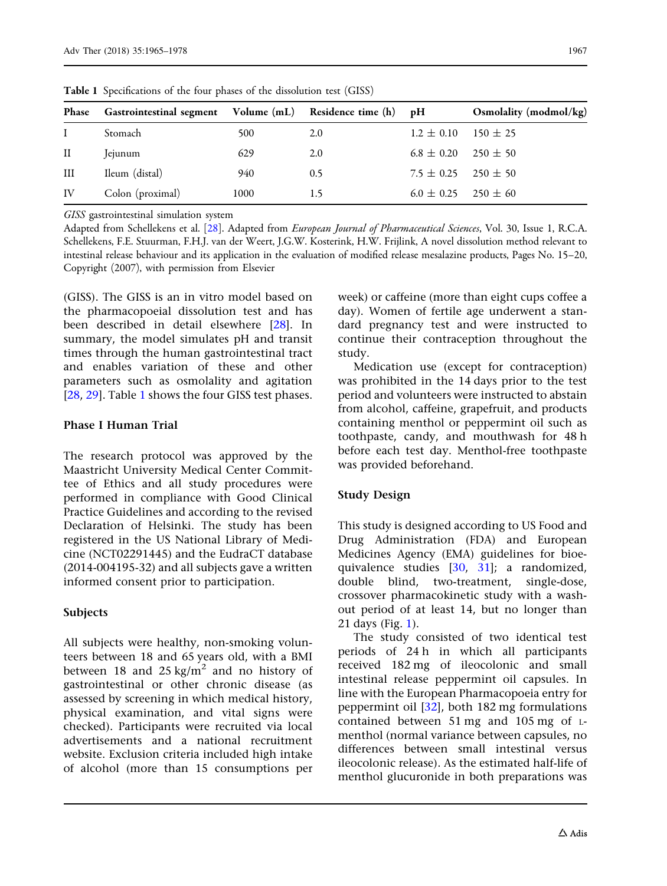Table 1 Specifications of the four phases of the dissolution test (GISS)

| Phase | Gastrointestinal segment | Volume (mL) | Residence time (h) | pH | Osmolality (modmol/kg) |
|---|---|---|---|---|---|
| I | Stomach | 500 | 2.0 | 1.2 ± 0.10 | 150 ± 25 |
| II | Jejunum | 629 | 2.0 | 6.8 ± 0.20 | 250 ± 50 |
| III | Ileum (distal) | 940 | 0.5 | 7.5 ± 0.25 | 250 ± 50 |
| IV | Colon (proximal) | 1000 | 1.5 | 6.0 ± 0.25 | 250 ± 60 |

*GISS* gastrointestinal simulation system

Adapted from Schellekens et al. [28]. Adapted from *European Journal of Pharmaceutical Sciences*, Vol. 30, Issue 1, R.C.A. Schellekens, F.E. Stuurman, F.H.J. van der Weert, J.G.W. Kosterink, H.W. Frijlink, A novel dissolution method relevant to intestinal release behaviour and its application in the evaluation of modified release mesalazine products, Pages No. 15–20, Copyright (2007), with permission from Elsevier

(GISS). The GISS is an in vitro model based on the pharmacopoeial dissolution test and has been described in detail elsewhere [28]. In summary, the model simulates pH and transit times through the human gastrointestinal tract and enables variation of these and other parameters such as osmolality and agitation [28, 29]. Table 1 shows the four GISS test phases.

### Phase I Human Trial

The research protocol was approved by the Maastricht University Medical Center Committee of Ethics and all study procedures were performed in compliance with Good Clinical Practice Guidelines and according to the revised Declaration of Helsinki. The study has been registered in the US National Library of Medicine (NCT02291445) and the EudraCT database (2014-004195-32) and all subjects gave a written informed consent prior to participation.

### Subjects

All subjects were healthy, non-smoking volunteers between 18 and 65 years old, with a BMI between 18 and 25 kg/m$^2$ and no history of gastrointestinal or other chronic disease (as assessed by screening in which medical history, physical examination, and vital signs were checked). Participants were recruited via local advertisements and a national recruitment website. Exclusion criteria included high intake of alcohol (more than 15 consumptions per week) or caffeine (more than eight cups coffee a day). Women of fertile age underwent a standard pregnancy test and were instructed to continue their contraception throughout the study.

Medication use (except for contraception) was prohibited in the 14 days prior to the test period and volunteers were instructed to abstain from alcohol, caffeine, grapefruit, and products containing menthol or peppermint oil such as toothpaste, candy, and mouthwash for 48 h before each test day. Menthol-free toothpaste was provided beforehand.

### Study Design

This study is designed according to US Food and Drug Administration (FDA) and European Medicines Agency (EMA) guidelines for bioequivalence studies [30, 31]; a randomized, double blind, two-treatment, single-dose, crossover pharmacokinetic study with a washout period of at least 14, but no longer than 21 days (Fig. 1).

The study consisted of two identical test periods of 24 h in which all participants received 182 mg of ileocolonic and small intestinal release peppermint oil capsules. In line with the European Pharmacopoeia entry for peppermint oil [32], both 182 mg formulations contained between 51 mg and 105 mg of L-menthol (normal variance between capsules, no differences between small intestinal versus ileocolonic release). As the estimated half-life of menthol glucuronide in both preparations was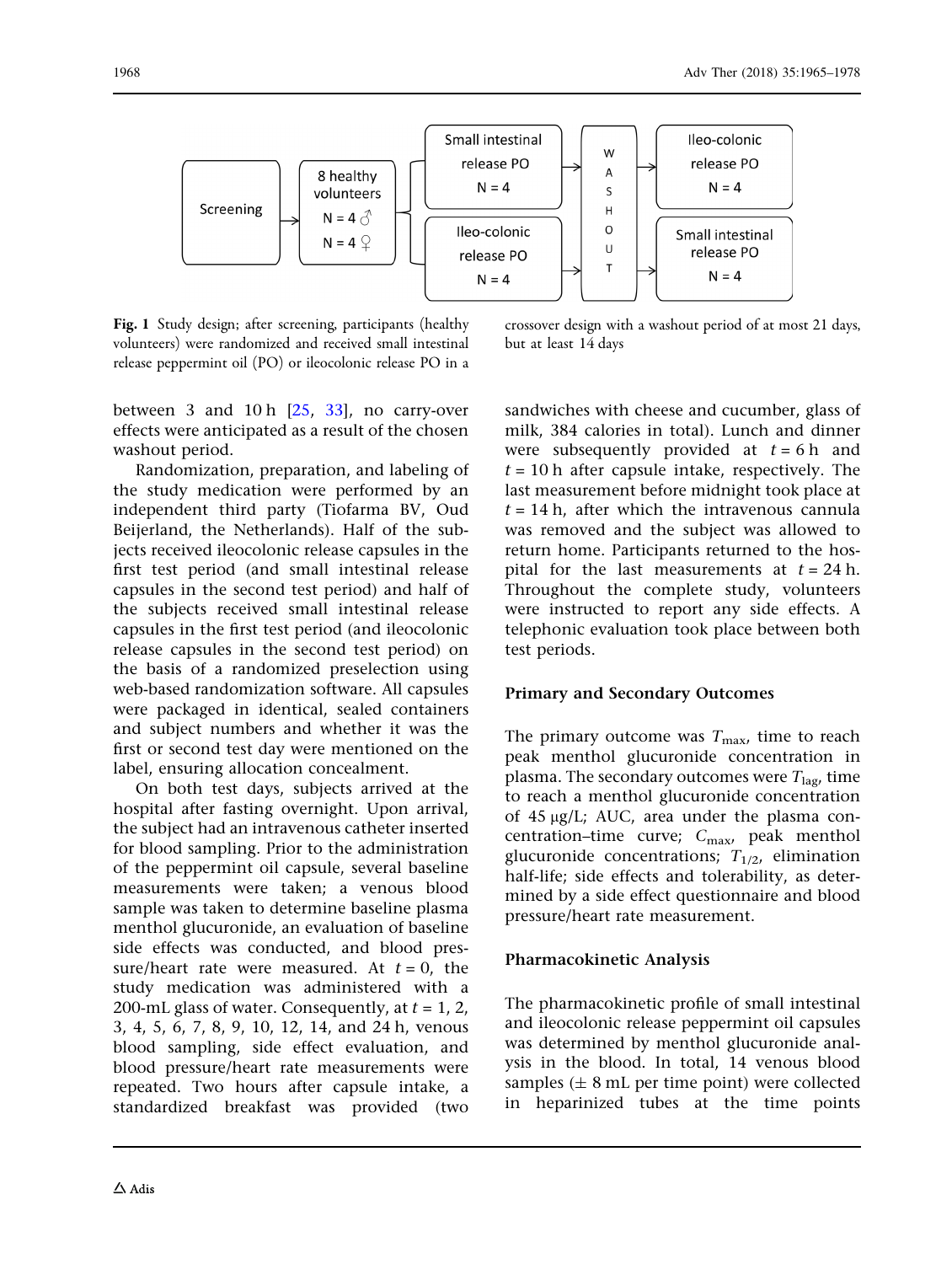Fig. 1 Study design; after screening, participants (healthy volunteers) were randomized and received small intestinal release peppermint oil (PO) or ileocolonic release PO in a crossover design with a washout period of at most 21 days, but at least 14 days

between 3 and 10 h [25, 33], no carry-over effects were anticipated as a result of the chosen washout period.

Randomization, preparation, and labeling of the study medication were performed by an independent third party (Tiofarma BV, Oud Beijerland, the Netherlands). Half of the subjects received ileocolonic release capsules in the first test period (and small intestinal release capsules in the second test period) and half of the subjects received small intestinal release capsules in the first test period (and ileocolonic release capsules in the second test period) on the basis of a randomized preselection using web-based randomization software. All capsules were packaged in identical, sealed containers and subject numbers and whether it was the first or second test day were mentioned on the label, ensuring allocation concealment.

On both test days, subjects arrived at the hospital after fasting overnight. Upon arrival, the subject had an intravenous catheter inserted for blood sampling. Prior to the administration of the peppermint oil capsule, several baseline measurements were taken; a venous blood sample was taken to determine baseline plasma menthol glucuronide, an evaluation of baseline side effects was conducted, and blood pressure/heart rate were measured. At $t = 0$, the study medication was administered with a 200-mL glass of water. Consequently, at $t = 1$, 2, 3, 4, 5, 6, 7, 8, 9, 10, 12, 14, and 24 h, venous blood sampling, side effect evaluation, and blood pressure/heart rate measurements were repeated. Two hours after capsule intake, a standardized breakfast was provided (two sandwiches with cheese and cucumber, glass of milk, 384 calories in total). Lunch and dinner were subsequently provided at $t = 6$ h and $t = 10$ h after capsule intake, respectively. The last measurement before midnight took place at $t = 14$ h, after which the intravenous cannula was removed and the subject was allowed to return home. Participants returned to the hospital for the last measurements at $t = 24$ h. Throughout the complete study, volunteers were instructed to report any side effects. A telephonic evaluation took place between both test periods.

### Primary and Secondary Outcomes

The primary outcome was $T_{max}$, time to reach peak menthol glucuronide concentration in plasma. The secondary outcomes were $T_{lag}$, time to reach a menthol glucuronide concentration of 45 μg/L; AUC, area under the plasma concentration–time curve; $C_{max}$, peak menthol glucuronide concentrations; $T_{1/2}$, elimination half-life; side effects and tolerability, as determined by a side effect questionnaire and blood pressure/heart rate measurement.

### Pharmacokinetic Analysis

The pharmacokinetic profile of small intestinal and ileocolonic release peppermint oil capsules was determined by menthol glucuronide analysis in the blood. In total, 14 venous blood samples (± 8 mL per time point) were collected in heparinized tubes at the time points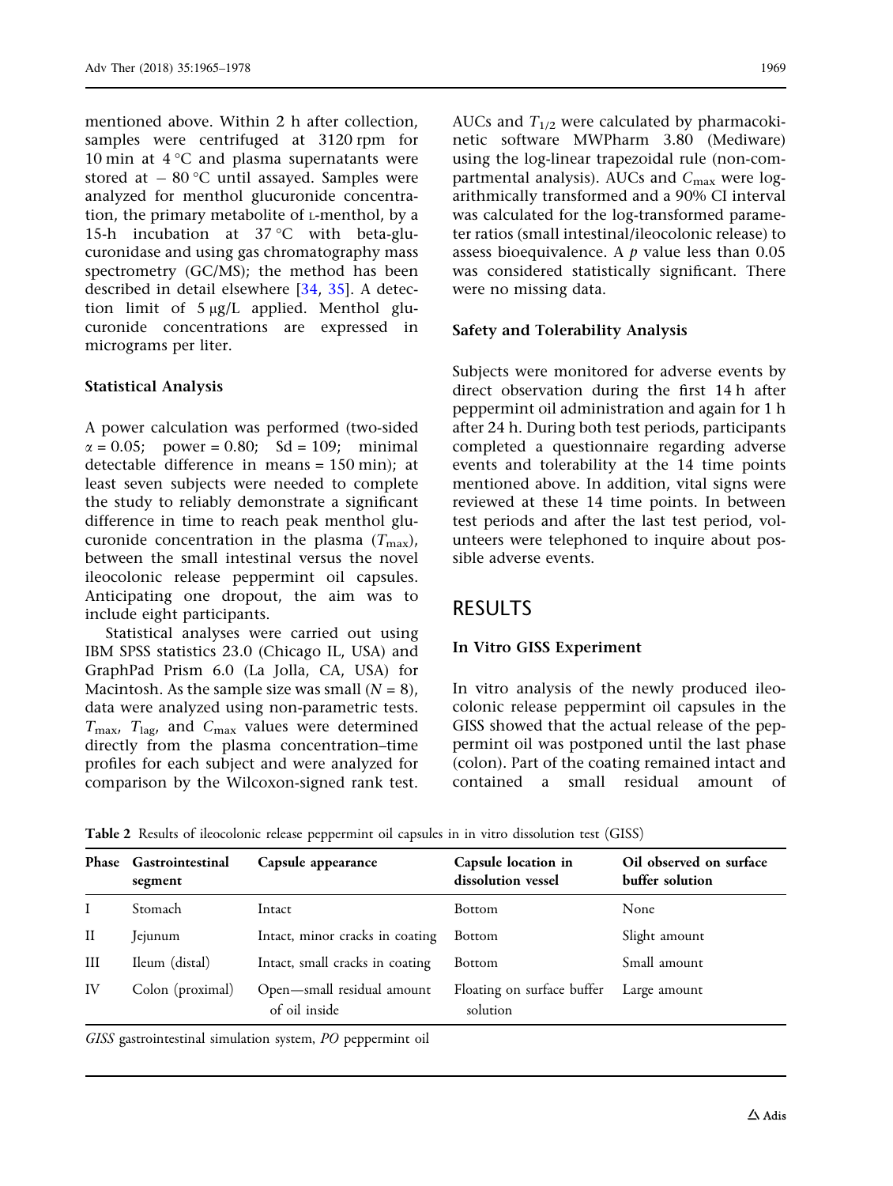mentioned above. Within 2 h after collection, samples were centrifuged at 3120 rpm for 10 min at 4 °C and plasma supernatants were stored at − 80 °C until assayed. Samples were analyzed for menthol glucuronide concentration, the primary metabolite of L-menthol, by a 15-h incubation at 37 °C with beta-glucuronidase and using gas chromatography mass spectrometry (GC/MS); the method has been described in detail elsewhere [34, 35]. A detection limit of 5 μg/L applied. Menthol glucuronide concentrations are expressed in micrograms per liter.

### Statistical Analysis

A power calculation was performed (two-sided $\alpha = 0.05$; power = 0.80; Sd = 109; minimal detectable difference in means = 150 min); at least seven subjects were needed to complete the study to reliably demonstrate a significant difference in time to reach peak menthol glucuronide concentration in the plasma ($T_{max}$), between the small intestinal versus the novel ileocolonic release peppermint oil capsules. Anticipating one dropout, the aim was to include eight participants.

Statistical analyses were carried out using IBM SPSS statistics 23.0 (Chicago IL, USA) and GraphPad Prism 6.0 (La Jolla, CA, USA) for Macintosh. As the sample size was small ($N = 8$), data were analyzed using non-parametric tests. $T_{max}$, $T_{lag}$, and $C_{max}$ values were determined directly from the plasma concentration–time profiles for each subject and were analyzed for comparison by the Wilcoxon-signed rank test. AUCs and $T_{1/2}$ were calculated by pharmacokinetic software MWPharm 3.80 (Mediware) using the log-linear trapezoidal rule (non-compartmental analysis). AUCs and $C_{max}$ were logarithmically transformed and a 90% CI interval was calculated for the log-transformed parameter ratios (small intestinal/ileocolonic release) to assess bioequivalence. A $p$ value less than 0.05 was considered statistically significant. There were no missing data.

### Safety and Tolerability Analysis

Subjects were monitored for adverse events by direct observation during the first 14 h after peppermint oil administration and again for 1 h after 24 h. During both test periods, participants completed a questionnaire regarding adverse events and tolerability at the 14 time points mentioned above. In addition, vital signs were reviewed at these 14 time points. In between test periods and after the last test period, volunteers were telephoned to inquire about possible adverse events.

## RESULTS

### In Vitro GISS Experiment

In vitro analysis of the newly produced ileocolonic release peppermint oil capsules in the GISS showed that the actual release of the peppermint oil was postponed until the last phase (colon). Part of the coating remained intact and contained a small residual amount of

**Table 2** Results of ileocolonic release peppermint oil capsules in in vitro dissolution test (GISS)

| Phase | Gastrointestinal segment | Capsule appearance | Capsule location in dissolution vessel | Oil observed on surface buffer solution |
|---|---|---|---|---|
| I | Stomach | Intact | Bottom | None |
| II | Jejunum | Intact, minor cracks in coating | Bottom | Slight amount |
| III | Ileum (distal) | Intact, small cracks in coating | Bottom | Small amount |
| IV | Colon (proximal) | Open—small residual amount of oil inside | Floating on surface buffer solution | Large amount |

*GISS* gastrointestinal simulation system, *PO* peppermint oil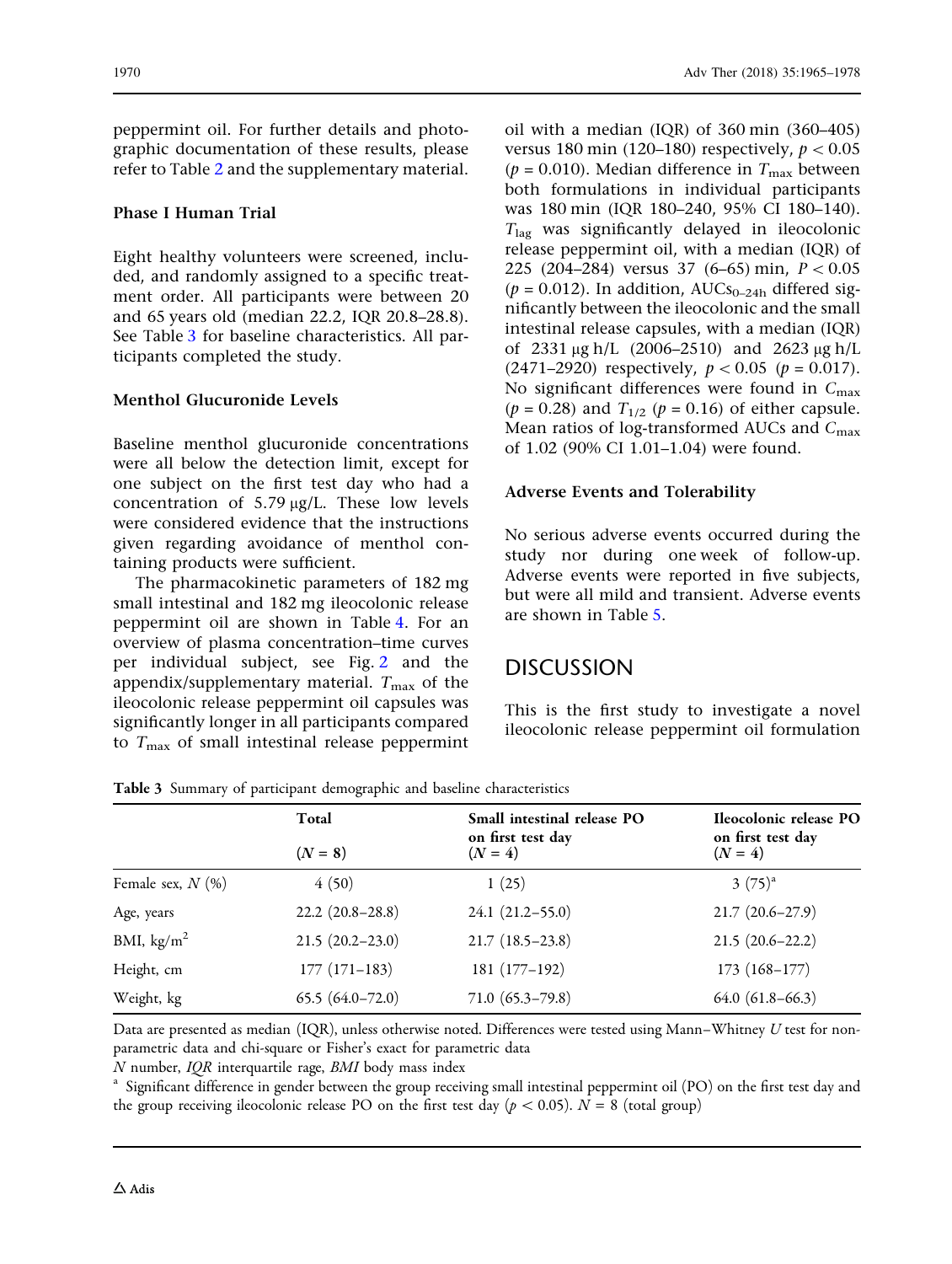peppermint oil. For further details and photographic documentation of these results, please refer to Table 2 and the supplementary material.

### Phase I Human Trial

Eight healthy volunteers were screened, included, and randomly assigned to a specific treatment order. All participants were between 20 and 65 years old (median 22.2, IQR 20.8–28.8). See Table 3 for baseline characteristics. All participants completed the study.

### Menthol Glucuronide Levels

Baseline menthol glucuronide concentrations were all below the detection limit, except for one subject on the first test day who had a concentration of 5.79 μg/L. These low levels were considered evidence that the instructions given regarding avoidance of menthol containing products were sufficient.

The pharmacokinetic parameters of 182 mg small intestinal and 182 mg ileocolonic release peppermint oil are shown in Table 4. For an overview of plasma concentration–time curves per individual subject, see Fig. 2 and the appendix/supplementary material. $T_{max}$ of the ileocolonic release peppermint oil capsules was significantly longer in all participants compared to $T_{max}$ of small intestinal release peppermint oil with a median (IQR) of 360 min (360–405) versus 180 min (120–180) respectively, $p < 0.05$ ($p = 0.010$). Median difference in $T_{max}$ between both formulations in individual participants was 180 min (IQR 180–240, 95% CI 180–140). $T_{lag}$ was significantly delayed in ileocolonic release peppermint oil, with a median (IQR) of 225 (204–284) versus 37 (6–65) min, $P < 0.05$ ($p = 0.012$). In addition, $AUCs_{0–24h}$ differed significantly between the ileocolonic and the small intestinal release capsules, with a median (IQR) of 2331 μg h/L (2006–2510) and 2623 μg h/L (2471–2920) respectively, $p < 0.05$ ($p = 0.017$). No significant differences were found in $C_{max}$ ($p = 0.28$) and $T_{1/2}$ ($p = 0.16$) of either capsule. Mean ratios of log-transformed AUCs and $C_{max}$ of 1.02 (90% CI 1.01–1.04) were found.

### Adverse Events and Tolerability

No serious adverse events occurred during the study nor during one week of follow-up. Adverse events were reported in five subjects, but were all mild and transient. Adverse events are shown in Table 5.

## DISCUSSION

This is the first study to investigate a novel ileocolonic release peppermint oil formulation

**Table 3** Summary of participant demographic and baseline characteristics

| | Total (N = 8) | Small intestinal release PO on first test day (N = 4) | Ileocolonic release PO on first test day (N = 4) |
|---|---|---|---|
| Female sex, N (%) | 4 (50) | 1 (25) | 3 (75)[a] |
| Age, years | 22.2 (20.8–28.8) | 24.1 (21.2–55.0) | 21.7 (20.6–27.9) |
| BMI, kg/m$^2$ | 21.5 (20.2–23.0) | 21.7 (18.5–23.8) | 21.5 (20.6–22.2) |
| Height, cm | 177 (171–183) | 181 (177–192) | 173 (168–177) |
| Weight, kg | 65.5 (64.0–72.0) | 71.0 (65.3–79.8) | 64.0 (61.8–66.3) |

Data are presented as median (IQR), unless otherwise noted. Differences were tested using Mann–Whitney U test for non-parametric data and chi-square or Fisher's exact for parametric data

*N* number, *IQR* interquartile rage, *BMI* body mass index

[a] Significant difference in gender between the group receiving small intestinal peppermint oil (PO) on the first test day and the group receiving ileocolonic release PO on the first test day ($p < 0.05$). $N = 8$ (total group)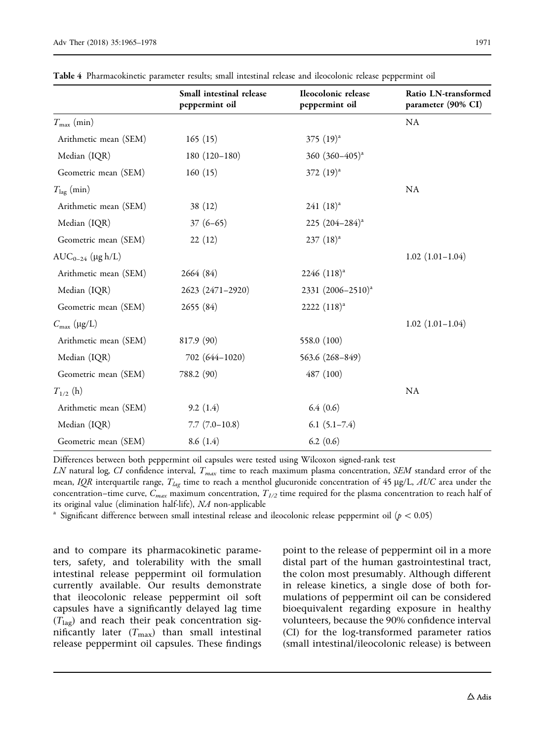**Table 4** Pharmacokinetic parameter results; small intestinal release and ileocolonic release peppermint oil

| | Small intestinal release peppermint oil | Ileocolonic release peppermint oil | Ratio LN-transformed parameter (90% CI) |
|---|---|---|---|
| $T_{max}$ (min) | | | NA |
| Arithmetic mean (SEM) | 165 (15) | 375 (19)[a] | |
| Median (IQR) | 180 (120–180) | 360 (360–405)[a] | |
| Geometric mean (SEM) | 160 (15) | 372 (19)[a] | |
| $T_{lag}$ (min) | | | NA |
| Arithmetic mean (SEM) | 38 (12) | 241 (18)[a] | |
| Median (IQR) | 37 (6–65) | 225 (204–284)[a] | |
| Geometric mean (SEM) | 22 (12) | 237 (18)[a] | |
| $AUC_{0-24}$ (μg h/L) | | | 1.02 (1.01–1.04) |
| Arithmetic mean (SEM) | 2664 (84) | 2246 (118)[a] | |
| Median (IQR) | 2623 (2471–2920) | 2331 (2006–2510)[a] | |
| Geometric mean (SEM) | 2655 (84) | 2222 (118)[a] | |
| $C_{max}$ (μg/L) | | | 1.02 (1.01–1.04) |
| Arithmetic mean (SEM) | 817.9 (90) | 558.0 (100) | |
| Median (IQR) | 702 (644–1020) | 563.6 (268–849) | |
| Geometric mean (SEM) | 788.2 (90) | 487 (100) | |
| $T_{1/2}$ (h) | | | NA |
| Arithmetic mean (SEM) | 9.2 (1.4) | 6.4 (0.6) | |
| Median (IQR) | 7.7 (7.0–10.8) | 6.1 (5.1–7.4) | |
| Geometric mean (SEM) | 8.6 (1.4) | 6.2 (0.6) | |

Differences between both peppermint oil capsules were tested using Wilcoxon signed-rank test

*LN* natural log, *CI* confidence interval, $T_{max}$ time to reach maximum plasma concentration, *SEM* standard error of the mean, *IQR* interquartile range, $T_{lag}$ time to reach a menthol glucuronide concentration of 45 μg/L, *AUC* area under the concentration–time curve, $C_{max}$ maximum concentration, $T_{1/2}$ time required for the plasma concentration to reach half of its original value (elimination half-life), *NA* non-applicable

[a] Significant difference between small intestinal release and ileocolonic release peppermint oil ($p < 0.05$)

and to compare its pharmacokinetic parameters, safety, and tolerability with the small intestinal release peppermint oil formulation currently available. Our results demonstrate that ileocolonic release peppermint oil soft capsules have a significantly delayed lag time ($T_{lag}$) and reach their peak concentration significantly later ($T_{max}$) than small intestinal release peppermint oil capsules. These findings point to the release of peppermint oil in a more distal part of the human gastrointestinal tract, the colon most presumably. Although different in release kinetics, a single dose of both formulations of peppermint oil can be considered bioequivalent regarding exposure in healthy volunteers, because the 90% confidence interval (CI) for the log-transformed parameter ratios (small intestinal/ileocolonic release) is between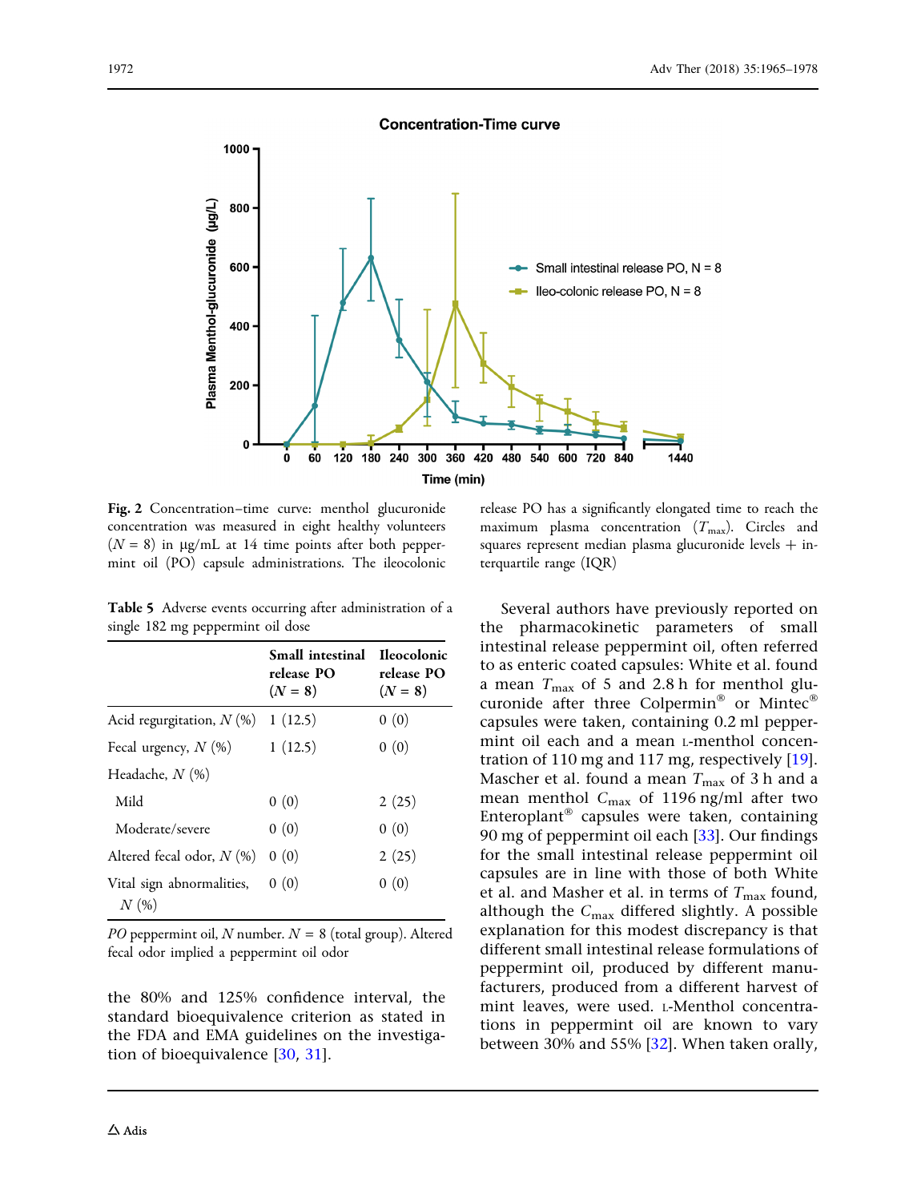Fig. 2 Concentration–time curve: menthol glucuronide concentration was measured in eight healthy volunteers ($N = 8$) in μg/mL at 14 time points after both peppermint oil (PO) capsule administrations. The ileocolonic release PO has a significantly elongated time to reach the maximum plasma concentration ($T_{max}$). Circles and squares represent median plasma glucuronide levels + interquartile range (IQR)

Table 5 Adverse events occurring after administration of a single 182 mg peppermint oil dose

| | Small intestinal release PO ($N = 8$) | Ileocolonic release PO ($N = 8$) |
|---|---|---|
| Acid regurgitation, N (%) | 1 (12.5) | 0 (0) |
| Fecal urgency, N (%) | 1 (12.5) | 0 (0) |
| Headache, N (%) | | |
| Mild | 0 (0) | 2 (25) |
| Moderate/severe | 0 (0) | 0 (0) |
| Altered fecal odor, N (%) | 0 (0) | 2 (25) |
| Vital sign abnormalities, N (%) | 0 (0) | 0 (0) |

*PO* peppermint oil, *N* number. $N = 8$ (total group). Altered fecal odor implied a peppermint oil odor

the 80% and 125% confidence interval, the standard bioequivalence criterion as stated in the FDA and EMA guidelines on the investigation of bioequivalence [30, 31].

Several authors have previously reported on the pharmacokinetic parameters of small intestinal release peppermint oil, often referred to as enteric coated capsules: White et al. found a mean $T_{max}$ of 5 and 2.8 h for menthol glucuronide after three Colpermin® or Mintec® capsules were taken, containing 0.2 ml peppermint oil each and a mean L-menthol concentration of 110 mg and 117 mg, respectively [19]. Mascher et al. found a mean $T_{max}$ of 3 h and a mean menthol $C_{max}$ of 1196 ng/ml after two Enteroplant® capsules were taken, containing 90 mg of peppermint oil each [33]. Our findings for the small intestinal release peppermint oil capsules are in line with those of both White et al. and Masher et al. in terms of $T_{max}$ found, although the $C_{max}$ differed slightly. A possible explanation for this modest discrepancy is that different small intestinal release formulations of peppermint oil, produced by different manufacturers, produced from a different harvest of mint leaves, were used. L-Menthol concentrations in peppermint oil are known to vary between 30% and 55% [32]. When taken orally,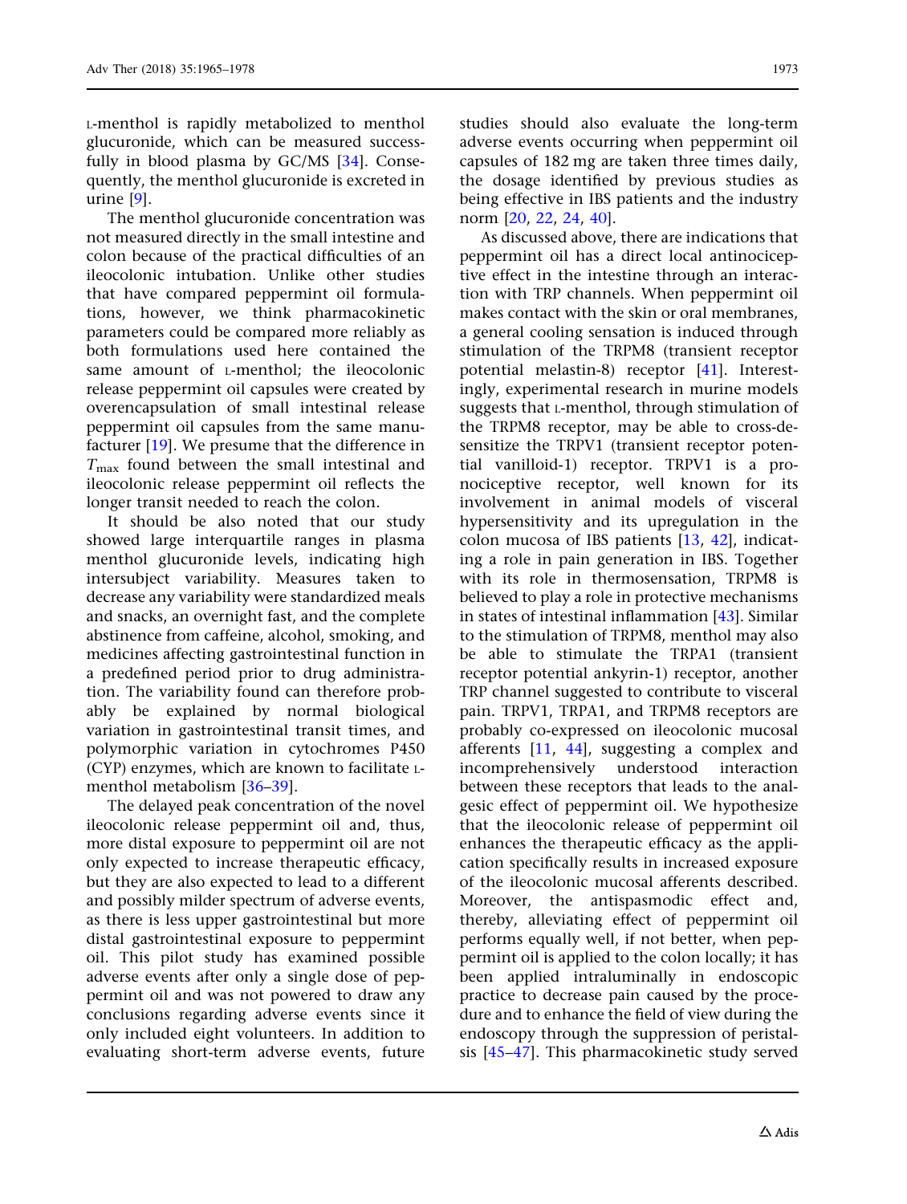L-menthol is rapidly metabolized to menthol glucuronide, which can be measured successfully in blood plasma by GC/MS [34]. Consequently, the menthol glucuronide is excreted in urine [9].

The menthol glucuronide concentration was not measured directly in the small intestine and colon because of the practical difficulties of an ileocolonic intubation. Unlike other studies that have compared peppermint oil formulations, however, we think pharmacokinetic parameters could be compared more reliably as both formulations used here contained the same amount of L-menthol; the ileocolonic release peppermint oil capsules were created by overencapsulation of small intestinal release peppermint oil capsules from the same manufacturer [19]. We presume that the difference in $T_{max}$ found between the small intestinal and ileocolonic release peppermint oil reflects the longer transit needed to reach the colon.

It should be also noted that our study showed large interquartile ranges in plasma menthol glucuronide levels, indicating high intersubject variability. Measures taken to decrease any variability were standardized meals and snacks, an overnight fast, and the complete abstinence from caffeine, alcohol, smoking, and medicines affecting gastrointestinal function in a predefined period prior to drug administration. The variability found can therefore probably be explained by normal biological variation in gastrointestinal transit times, and polymorphic variation in cytochromes P450 (CYP) enzymes, which are known to facilitate L-menthol metabolism [36–39].

The delayed peak concentration of the novel ileocolonic release peppermint oil and, thus, more distal exposure to peppermint oil are not only expected to increase therapeutic efficacy, but they are also expected to lead to a different and possibly milder spectrum of adverse events, as there is less upper gastrointestinal but more distal gastrointestinal exposure to peppermint oil. This pilot study has examined possible adverse events after only a single dose of peppermint oil and was not powered to draw any conclusions regarding adverse events since it only included eight volunteers. In addition to evaluating short-term adverse events, future studies should also evaluate the long-term adverse events occurring when peppermint oil capsules of 182 mg are taken three times daily, the dosage identified by previous studies as being effective in IBS patients and the industry norm [20, 22, 24, 40].

As discussed above, there are indications that peppermint oil has a direct local antinociceptive effect in the intestine through an interaction with TRP channels. When peppermint oil makes contact with the skin or oral membranes, a general cooling sensation is induced through stimulation of the TRPM8 (transient receptor potential melastin-8) receptor [41]. Interestingly, experimental research in murine models suggests that L-menthol, through stimulation of the TRPM8 receptor, may be able to cross-desensitize the TRPV1 (transient receptor potential vanilloid-1) receptor. TRPV1 is a pronociceptive receptor, well known for its involvement in animal models of visceral hypersensitivity and its upregulation in the colon mucosa of IBS patients [13, 42], indicating a role in pain generation in IBS. Together with its role in thermosensation, TRPM8 is believed to play a role in protective mechanisms in states of intestinal inflammation [43]. Similar to the stimulation of TRPM8, menthol may also be able to stimulate the TRPA1 (transient receptor potential ankyrin-1) receptor, another TRP channel suggested to contribute to visceral pain. TRPV1, TRPA1, and TRPM8 receptors are probably co-expressed on ileocolonic mucosal afferents [11, 44], suggesting a complex and incomprehensively understood interaction between these receptors that leads to the analgesic effect of peppermint oil. We hypothesize that the ileocolonic release of peppermint oil enhances the therapeutic efficacy as the application specifically results in increased exposure of the ileocolonic mucosal afferents described. Moreover, the antispasmodic effect and, thereby, alleviating effect of peppermint oil performs equally well, if not better, when peppermint oil is applied to the colon locally; it has been applied intraluminally in endoscopic practice to decrease pain caused by the procedure and to enhance the field of view during the endoscopy through the suppression of peristalsis [45–47]. This pharmacokinetic study served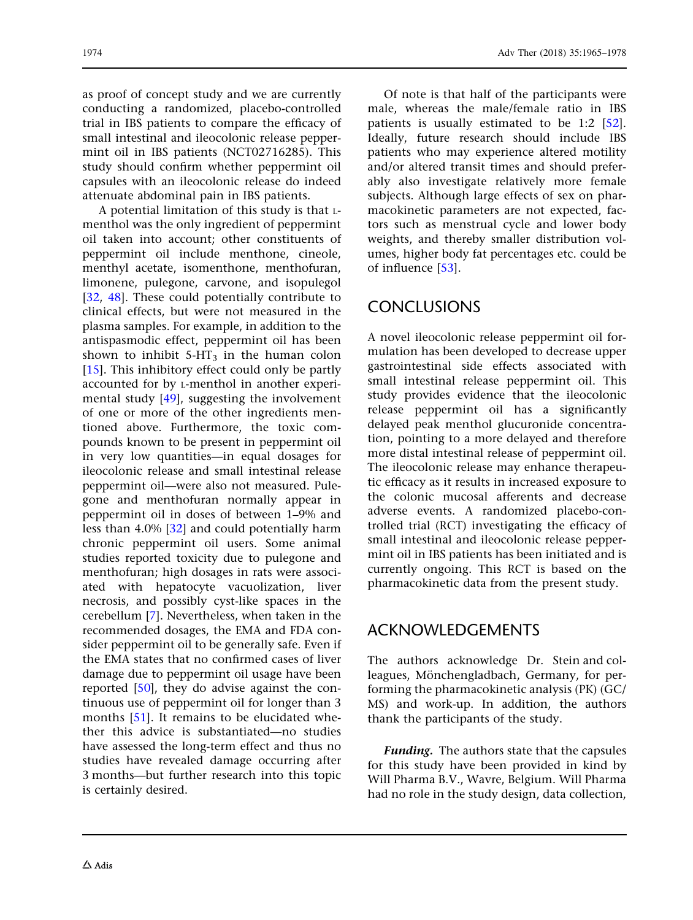as proof of concept study and we are currently conducting a randomized, placebo-controlled trial in IBS patients to compare the efficacy of small intestinal and ileocolonic release peppermint oil in IBS patients (NCT02716285). This study should confirm whether peppermint oil capsules with an ileocolonic release do indeed attenuate abdominal pain in IBS patients.

A potential limitation of this study is that L-menthol was the only ingredient of peppermint oil taken into account; other constituents of peppermint oil include menthone, cineole, menthyl acetate, isomenthone, menthofuran, limonene, pulegone, carvone, and isopulegol [32, 48]. These could potentially contribute to clinical effects, but were not measured in the plasma samples. For example, in addition to the antispasmodic effect, peppermint oil has been shown to inhibit 5-$HT_3$ in the human colon [15]. This inhibitory effect could only be partly accounted for by L-menthol in another experimental study [49], suggesting the involvement of one or more of the other ingredients mentioned above. Furthermore, the toxic compounds known to be present in peppermint oil in very low quantities—in equal dosages for ileocolonic release and small intestinal release peppermint oil—were also not measured. Pulegone and menthofuran normally appear in peppermint oil in doses of between 1–9% and less than 4.0% [32] and could potentially harm chronic peppermint oil users. Some animal studies reported toxicity due to pulegone and menthofuran; high dosages in rats were associated with hepatocyte vacuolization, liver necrosis, and possibly cyst-like spaces in the cerebellum [7]. Nevertheless, when taken in the recommended dosages, the EMA and FDA consider peppermint oil to be generally safe. Even if the EMA states that no confirmed cases of liver damage due to peppermint oil usage have been reported [50], they do advise against the continuous use of peppermint oil for longer than 3 months [51]. It remains to be elucidated whether this advice is substantiated—no studies have assessed the long-term effect and thus no studies have revealed damage occurring after 3 months—but further research into this topic is certainly desired.

Of note is that half of the participants were male, whereas the male/female ratio in IBS patients is usually estimated to be 1:2 [52]. Ideally, future research should include IBS patients who may experience altered motility and/or altered transit times and should preferably also investigate relatively more female subjects. Although large effects of sex on pharmacokinetic parameters are not expected, factors such as menstrual cycle and lower body weights, and thereby smaller distribution volumes, higher body fat percentages etc. could be of influence [53].

## CONCLUSIONS

A novel ileocolonic release peppermint oil formulation has been developed to decrease upper gastrointestinal side effects associated with small intestinal release peppermint oil. This study provides evidence that the ileocolonic release peppermint oil has a significantly delayed peak menthol glucuronide concentration, pointing to a more delayed and therefore more distal intestinal release of peppermint oil. The ileocolonic release may enhance therapeutic efficacy as it results in increased exposure to the colonic mucosal afferents and decrease adverse events. A randomized placebo-controlled trial (RCT) investigating the efficacy of small intestinal and ileocolonic release peppermint oil in IBS patients has been initiated and is currently ongoing. This RCT is based on the pharmacokinetic data from the present study.

## ACKNOWLEDGEMENTS

The authors acknowledge Dr. Stein and colleagues, Mönchengladbach, Germany, for performing the pharmacokinetic analysis (PK) (GC/MS) and work-up. In addition, the authors thank the participants of the study.

***Funding.*** The authors state that the capsules for this study have been provided in kind by Will Pharma B.V., Wavre, Belgium. Will Pharma had no role in the study design, data collection,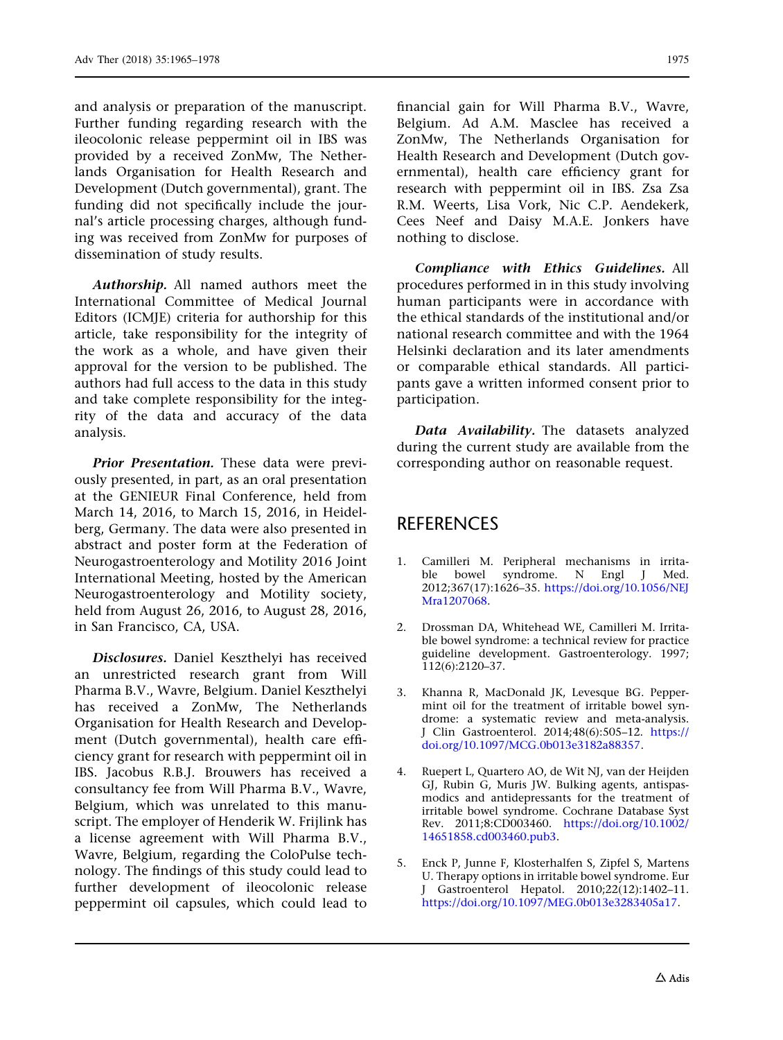and analysis or preparation of the manuscript. Further funding regarding research with the ileocolonic release peppermint oil in IBS was provided by a received ZonMw, The Netherlands Organisation for Health Research and Development (Dutch governmental), grant. The funding did not specifically include the journal's article processing charges, although funding was received from ZonMw for purposes of dissemination of study results.

***Authorship.*** All named authors meet the International Committee of Medical Journal Editors (ICMJE) criteria for authorship for this article, take responsibility for the integrity of the work as a whole, and have given their approval for the version to be published. The authors had full access to the data in this study and take complete responsibility for the integrity of the data and accuracy of the data analysis.

***Prior Presentation.*** These data were previously presented, in part, as an oral presentation at the GENIEUR Final Conference, held from March 14, 2016, to March 15, 2016, in Heidelberg, Germany. The data were also presented in abstract and poster form at the Federation of Neurogastroenterology and Motility 2016 Joint International Meeting, hosted by the American Neurogastroenterology and Motility society, held from August 26, 2016, to August 28, 2016, in San Francisco, CA, USA.

***Disclosures.*** Daniel Keszthelyi has received an unrestricted research grant from Will Pharma B.V., Wavre, Belgium. Daniel Keszthelyi has received a ZonMw, The Netherlands Organisation for Health Research and Development (Dutch governmental), health care efficiency grant for research with peppermint oil in IBS. Jacobus R.B.J. Brouwers has received a consultancy fee from Will Pharma B.V., Wavre, Belgium, which was unrelated to this manuscript. The employer of Henderik W. Frijlink has a license agreement with Will Pharma B.V., Wavre, Belgium, regarding the ColoPulse technology. The findings of this study could lead to further development of ileocolonic release peppermint oil capsules, which could lead to financial gain for Will Pharma B.V., Wavre, Belgium. Ad A.M. Masclee has received a ZonMw, The Netherlands Organisation for Health Research and Development (Dutch governmental), health care efficiency grant for research with peppermint oil in IBS. Zsa Zsa R.M. Weerts, Lisa Vork, Nic C.P. Aendekerk, Cees Neef and Daisy M.A.E. Jonkers have nothing to disclose.

***Compliance with Ethics Guidelines.*** All procedures performed in in this study involving human participants were in accordance with the ethical standards of the institutional and/or national research committee and with the 1964 Helsinki declaration and its later amendments or comparable ethical standards. All participants gave a written informed consent prior to participation.

***Data Availability.*** The datasets analyzed during the current study are available from the corresponding author on reasonable request.

## REFERENCES

1. Camilleri M. Peripheral mechanisms in irritable bowel syndrome. N Engl J Med. 2012;367(17):1626–35. https://doi.org/10.1056/NEJMra1207068.

2. Drossman DA, Whitehead WE, Camilleri M. Irritable bowel syndrome: a technical review for practice guideline development. Gastroenterology. 1997; 112(6):2120–37.

3. Khanna R, MacDonald JK, Levesque BG. Peppermint oil for the treatment of irritable bowel syndrome: a systematic review and meta-analysis. J Clin Gastroenterol. 2014;48(6):505–12. https://doi.org/10.1097/MCG.0b013e3182a88357.

4. Ruepert L, Quartero AO, de Wit NJ, van der Heijden GJ, Rubin G, Muris JW. Bulking agents, antispasmodics and antidepressants for the treatment of irritable bowel syndrome. Cochrane Database Syst Rev. 2011;8:CD003460. https://doi.org/10.1002/14651858.cd003460.pub3.

5. Enck P, Junne F, Klosterhalfen S, Zipfel S, Martens U. Therapy options in irritable bowel syndrome. Eur J Gastroenterol Hepatol. 2010;22(12):1402–11. https://doi.org/10.1097/MEG.0b013e3283405a17.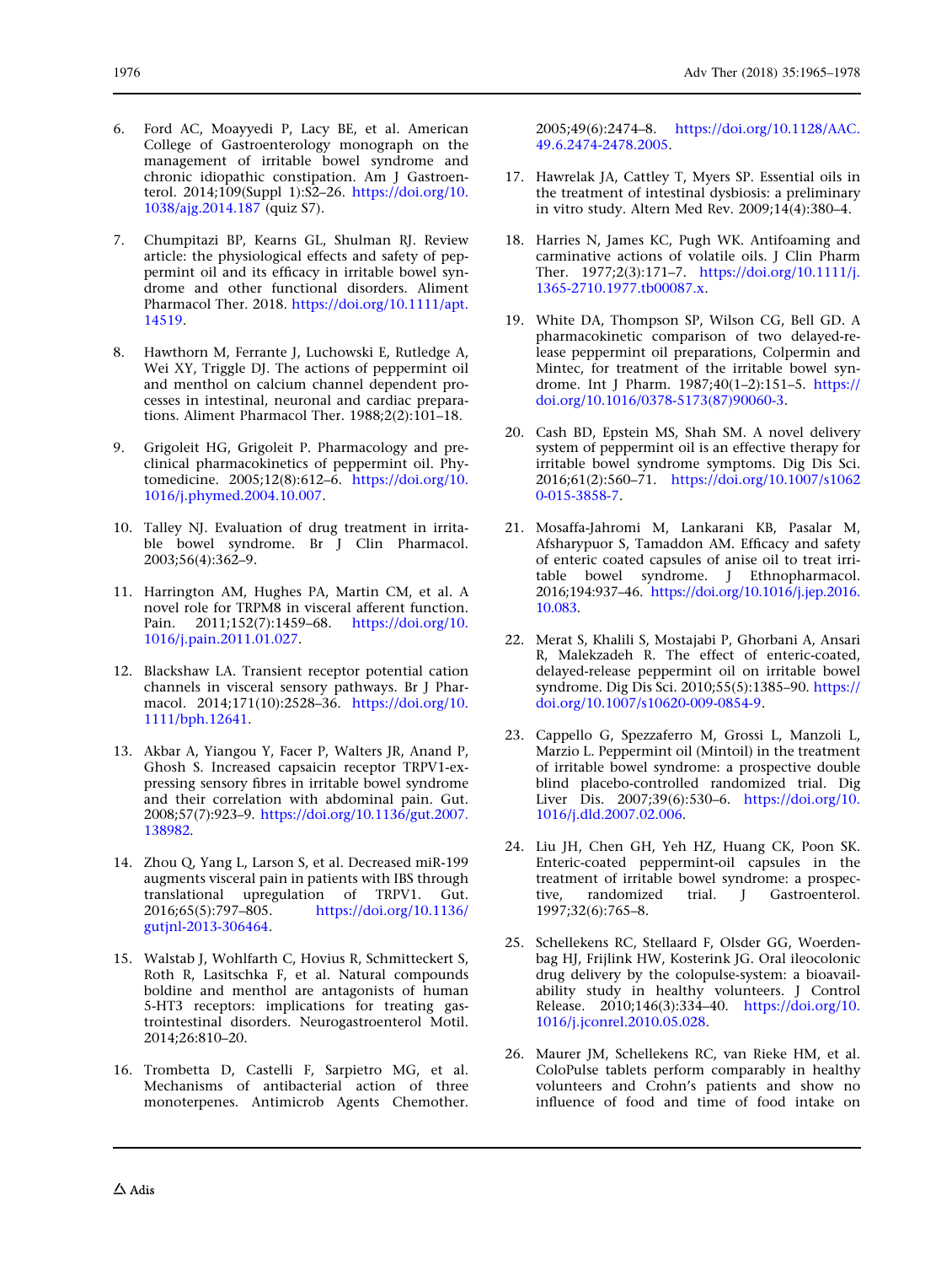6. Ford AC, Moayyedi P, Lacy BE, et al. American College of Gastroenterology monograph on the management of irritable bowel syndrome and chronic idiopathic constipation. Am J Gastroenterol. 2014;109(Suppl 1):S2–26. https://doi.org/10.1038/ajg.2014.187 (quiz S7).

7. Chumpitazi BP, Kearns GL, Shulman RJ. Review article: the physiological effects and safety of peppermint oil and its efficacy in irritable bowel syndrome and other functional disorders. Aliment Pharmacol Ther. 2018. https://doi.org/10.1111/apt.14519.

8. Hawthorn M, Ferrante J, Luchowski E, Rutledge A, Wei XY, Triggle DJ. The actions of peppermint oil and menthol on calcium channel dependent processes in intestinal, neuronal and cardiac preparations. Aliment Pharmacol Ther. 1988;2(2):101–18.

9. Grigoleit HG, Grigoleit P. Pharmacology and preclinical pharmacokinetics of peppermint oil. Phytomedicine. 2005;12(8):612–6. https://doi.org/10.1016/j.phymed.2004.10.007.

10. Talley NJ. Evaluation of drug treatment in irritable bowel syndrome. Br J Clin Pharmacol. 2003;56(4):362–9.

11. Harrington AM, Hughes PA, Martin CM, et al. A novel role for TRPM8 in visceral afferent function. Pain. 2011;152(7):1459–68. https://doi.org/10.1016/j.pain.2011.01.027.

12. Blackshaw LA. Transient receptor potential cation channels in visceral sensory pathways. Br J Pharmacol. 2014;171(10):2528–36. https://doi.org/10.1111/bph.12641.

13. Akbar A, Yiangou Y, Facer P, Walters JR, Anand P, Ghosh S. Increased capsaicin receptor TRPV1-expressing sensory fibres in irritable bowel syndrome and their correlation with abdominal pain. Gut. 2008;57(7):923–9. https://doi.org/10.1136/gut.2007.138982.

14. Zhou Q, Yang L, Larson S, et al. Decreased miR-199 augments visceral pain in patients with IBS through translational upregulation of TRPV1. Gut. 2016;65(5):797–805. https://doi.org/10.1136/gutjnl-2013-306464.

15. Walstab J, Wohlfarth C, Hovius R, Schmitteckert S, Roth R, Lasitschka F, et al. Natural compounds boldine and menthol are antagonists of human 5-HT3 receptors: implications for treating gastrointestinal disorders. Neurogastroenterol Motil. 2014;26:810–20.

16. Trombetta D, Castelli F, Sarpietro MG, et al. Mechanisms of antibacterial action of three monoterpenes. Antimicrob Agents Chemother. 2005;49(6):2474–8. https://doi.org/10.1128/AAC.49.6.2474-2478.2005.

17. Hawrelak JA, Cattley T, Myers SP. Essential oils in the treatment of intestinal dysbiosis: a preliminary in vitro study. Altern Med Rev. 2009;14(4):380–4.

18. Harries N, James KC, Pugh WK. Antifoaming and carminative actions of volatile oils. J Clin Pharm Ther. 1977;2(3):171–7. https://doi.org/10.1111/j.1365-2710.1977.tb00087.x.

19. White DA, Thompson SP, Wilson CG, Bell GD. A pharmacokinetic comparison of two delayed-release peppermint oil preparations, Colpermin and Mintec, for treatment of the irritable bowel syndrome. Int J Pharm. 1987;40(1–2):151–5. https://doi.org/10.1016/0378-5173(87)90060-3.

20. Cash BD, Epstein MS, Shah SM. A novel delivery system of peppermint oil is an effective therapy for irritable bowel syndrome symptoms. Dig Dis Sci. 2016;61(2):560–71. https://doi.org/10.1007/s10620-015-3858-7.

21. Mosaffa-Jahromi M, Lankarani KB, Pasalar M, Afsharypuor S, Tamaddon AM. Efficacy and safety of enteric coated capsules of anise oil to treat irritable bowel syndrome. J Ethnopharmacol. 2016;194:937–46. https://doi.org/10.1016/j.jep.2016.10.083.

22. Merat S, Khalili S, Mostajabi P, Ghorbani A, Ansari R, Malekzadeh R. The effect of enteric-coated, delayed-release peppermint oil on irritable bowel syndrome. Dig Dis Sci. 2010;55(5):1385–90. https://doi.org/10.1007/s10620-009-0854-9.

23. Cappello G, Spezzaferro M, Grossi L, Manzoli L, Marzio L. Peppermint oil (Mintoil) in the treatment of irritable bowel syndrome: a prospective double blind placebo-controlled randomized trial. Dig Liver Dis. 2007;39(6):530–6. https://doi.org/10.1016/j.dld.2007.02.006.

24. Liu JH, Chen GH, Yeh HZ, Huang CK, Poon SK. Enteric-coated peppermint-oil capsules in the treatment of irritable bowel syndrome: a prospective, randomized trial. J Gastroenterol. 1997;32(6):765–8.

25. Schellekens RC, Stellaard F, Olsder GG, Woerdenbag HJ, Frijlink HW, Kosterink JG. Oral ileocolonic drug delivery by the colopulse-system: a bioavailability study in healthy volunteers. J Control Release. 2010;146(3):334–40. https://doi.org/10.1016/j.jconrel.2010.05.028.

26. Maurer JM, Schellekens RC, van Rieke HM, et al. ColoPulse tablets perform comparably in healthy volunteers and Crohn's patients and show no influence of food and time of food intake on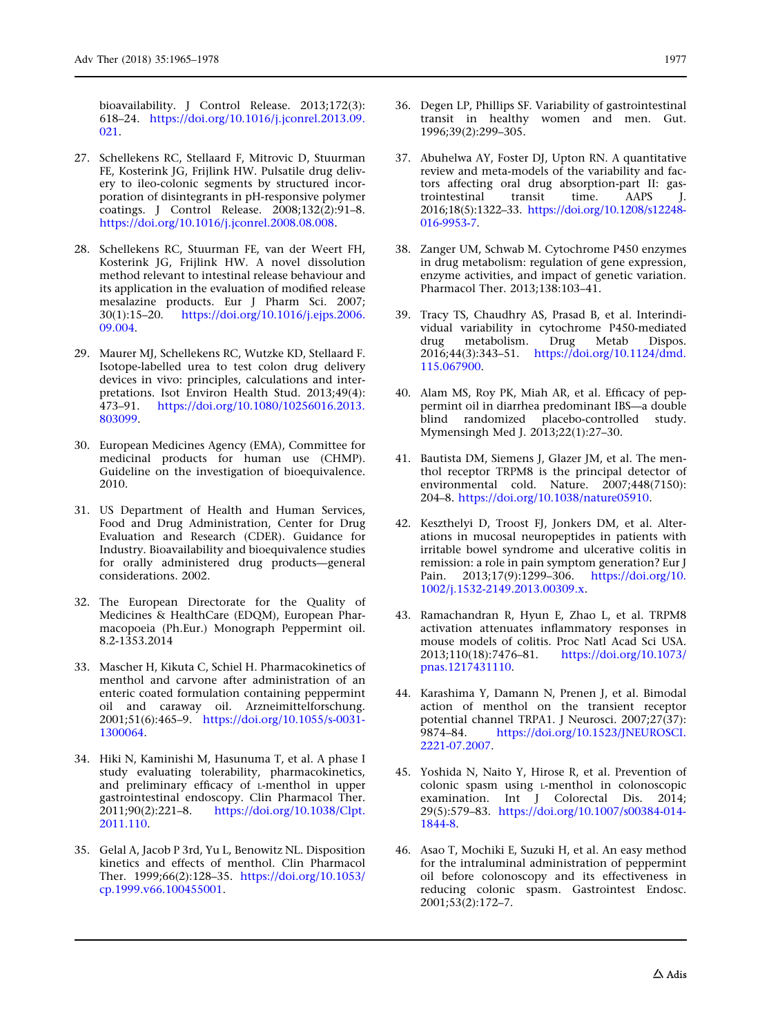bioavailability. J Control Release. 2013;172(3): 618–24. https://doi.org/10.1016/j.jconrel.2013.09.021.

27. Schellekens RC, Stellaard F, Mitrovic D, Stuurman FE, Kosterink JG, Frijlink HW. Pulsatile drug delivery to ileo-colonic segments by structured incorporation of disintegrants in pH-responsive polymer coatings. J Control Release. 2008;132(2):91–8. https://doi.org/10.1016/j.jconrel.2008.08.008.

28. Schellekens RC, Stuurman FE, van der Weert FH, Kosterink JG, Frijlink HW. A novel dissolution method relevant to intestinal release behaviour and its application in the evaluation of modified release mesalazine products. Eur J Pharm Sci. 2007; 30(1):15–20. https://doi.org/10.1016/j.ejps.2006.09.004.

29. Maurer MJ, Schellekens RC, Wutzke KD, Stellaard F. Isotope-labelled urea to test colon drug delivery devices in vivo: principles, calculations and interpretations. Isot Environ Health Stud. 2013;49(4): 473–91. https://doi.org/10.1080/10256016.2013.803099.

30. European Medicines Agency (EMA), Committee for medicinal products for human use (CHMP). Guideline on the investigation of bioequivalence. 2010.

31. US Department of Health and Human Services, Food and Drug Administration, Center for Drug Evaluation and Research (CDER). Guidance for Industry. Bioavailability and bioequivalence studies for orally administered drug products—general considerations. 2002.

32. The European Directorate for the Quality of Medicines & HealthCare (EDQM), European Pharmacopoeia (Ph.Eur.) Monograph Peppermint oil. 8.2-1353.2014

33. Mascher H, Kikuta C, Schiel H. Pharmacokinetics of menthol and carvone after administration of an enteric coated formulation containing peppermint oil and caraway oil. Arzneimittelforschung. 2001;51(6):465–9. https://doi.org/10.1055/s-0031-1300064.

34. Hiki N, Kaminishi M, Hasunuma T, et al. A phase I study evaluating tolerability, pharmacokinetics, and preliminary efficacy of L-menthol in upper gastrointestinal endoscopy. Clin Pharmacol Ther. 2011;90(2):221–8. https://doi.org/10.1038/Clpt.2011.110.

35. Gelal A, Jacob P 3rd, Yu L, Benowitz NL. Disposition kinetics and effects of menthol. Clin Pharmacol Ther. 1999;66(2):128–35. https://doi.org/10.1053/cp.1999.v66.100455001.

36. Degen LP, Phillips SF. Variability of gastrointestinal transit in healthy women and men. Gut. 1996;39(2):299–305.

37. Abuhelwa AY, Foster DJ, Upton RN. A quantitative review and meta-models of the variability and factors affecting oral drug absorption-part II: gastrointestinal transit time. AAPS J. 2016;18(5):1322–33. https://doi.org/10.1208/s12248-016-9953-7.

38. Zanger UM, Schwab M. Cytochrome P450 enzymes in drug metabolism: regulation of gene expression, enzyme activities, and impact of genetic variation. Pharmacol Ther. 2013;138:103–41.

39. Tracy TS, Chaudhry AS, Prasad B, et al. Interindividual variability in cytochrome P450-mediated drug metabolism. Drug Metab Dispos. 2016;44(3):343–51. https://doi.org/10.1124/dmd.115.067900.

40. Alam MS, Roy PK, Miah AR, et al. Efficacy of peppermint oil in diarrhea predominant IBS—a double blind randomized placebo-controlled study. Mymensingh Med J. 2013;22(1):27–30.

41. Bautista DM, Siemens J, Glazer JM, et al. The menthol receptor TRPM8 is the principal detector of environmental cold. Nature. 2007;448(7150): 204–8. https://doi.org/10.1038/nature05910.

42. Keszthelyi D, Troost FJ, Jonkers DM, et al. Alterations in mucosal neuropeptides in patients with irritable bowel syndrome and ulcerative colitis in remission: a role in pain symptom generation? Eur J Pain. 2013;17(9):1299–306. https://doi.org/10.1002/j.1532-2149.2013.00309.x.

43. Ramachandran R, Hyun E, Zhao L, et al. TRPM8 activation attenuates inflammatory responses in mouse models of colitis. Proc Natl Acad Sci USA. 2013;110(18):7476–81. https://doi.org/10.1073/pnas.1217431110.

44. Karashima Y, Damann N, Prenen J, et al. Bimodal action of menthol on the transient receptor potential channel TRPA1. J Neurosci. 2007;27(37): 9874–84. https://doi.org/10.1523/JNEUROSCI.2221-07.2007.

45. Yoshida N, Naito Y, Hirose R, et al. Prevention of colonic spasm using L-menthol in colonoscopic examination. Int J Colorectal Dis. 2014; 29(5):579–83. https://doi.org/10.1007/s00384-014-1844-8.

46. Asao T, Mochiki E, Suzuki H, et al. An easy method for the intraluminal administration of peppermint oil before colonoscopy and its effectiveness in reducing colonic spasm. Gastrointest Endosc. 2001;53(2):172–7.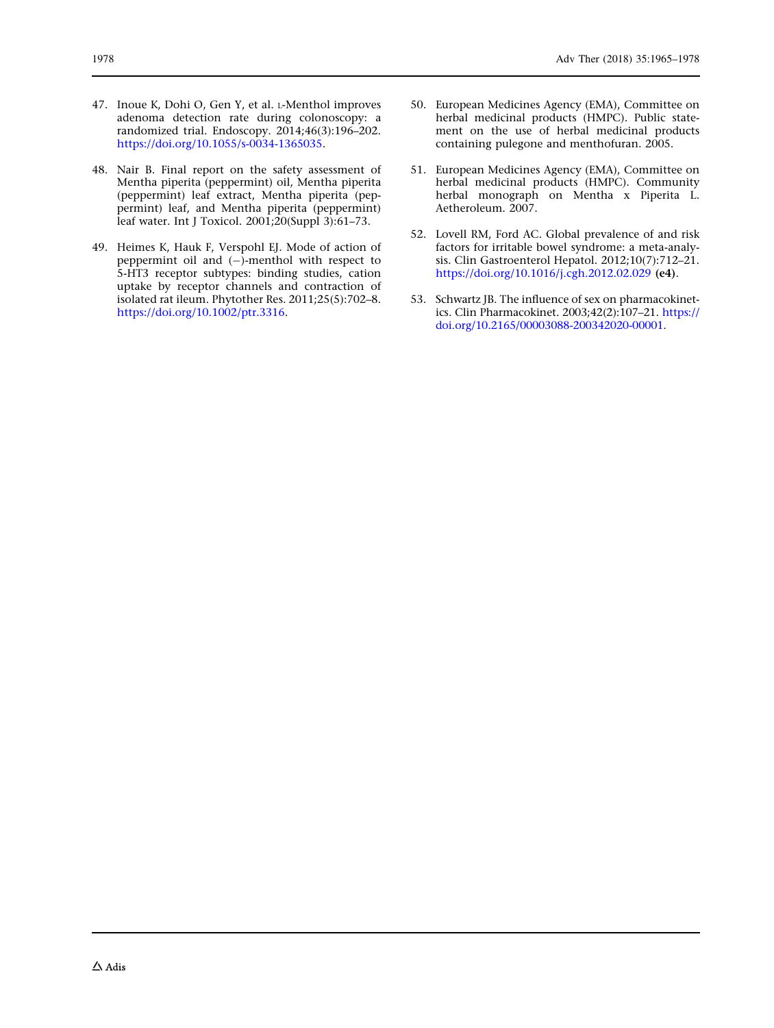47. Inoue K, Dohi O, Gen Y, et al. L-Menthol improves adenoma detection rate during colonoscopy: a randomized trial. Endoscopy. 2014;46(3):196–202. https://doi.org/10.1055/s-0034-1365035.

48. Nair B. Final report on the safety assessment of Mentha piperita (peppermint) oil, Mentha piperita (peppermint) leaf extract, Mentha piperita (peppermint) leaf, and Mentha piperita (peppermint) leaf water. Int J Toxicol. 2001;20(Suppl 3):61–73.

49. Heimes K, Hauk F, Verspohl EJ. Mode of action of peppermint oil and (−)-menthol with respect to 5-HT3 receptor subtypes: binding studies, cation uptake by receptor channels and contraction of isolated rat ileum. Phytother Res. 2011;25(5):702–8. https://doi.org/10.1002/ptr.3316.

50. European Medicines Agency (EMA), Committee on herbal medicinal products (HMPC). Public statement on the use of herbal medicinal products containing pulegone and menthofuran. 2005.

51. European Medicines Agency (EMA), Committee on herbal medicinal products (HMPC). Community herbal monograph on Mentha x Piperita L. Aetheroleum. 2007.

52. Lovell RM, Ford AC. Global prevalence of and risk factors for irritable bowel syndrome: a meta-analysis. Clin Gastroenterol Hepatol. 2012;10(7):712–21. https://doi.org/10.1016/j.cgh.2012.02.029 **(e4)**.

53. Schwartz JB. The influence of sex on pharmacokinetics. Clin Pharmacokinet. 2003;42(2):107–21. https://doi.org/10.2165/00003088-200342020-00001.